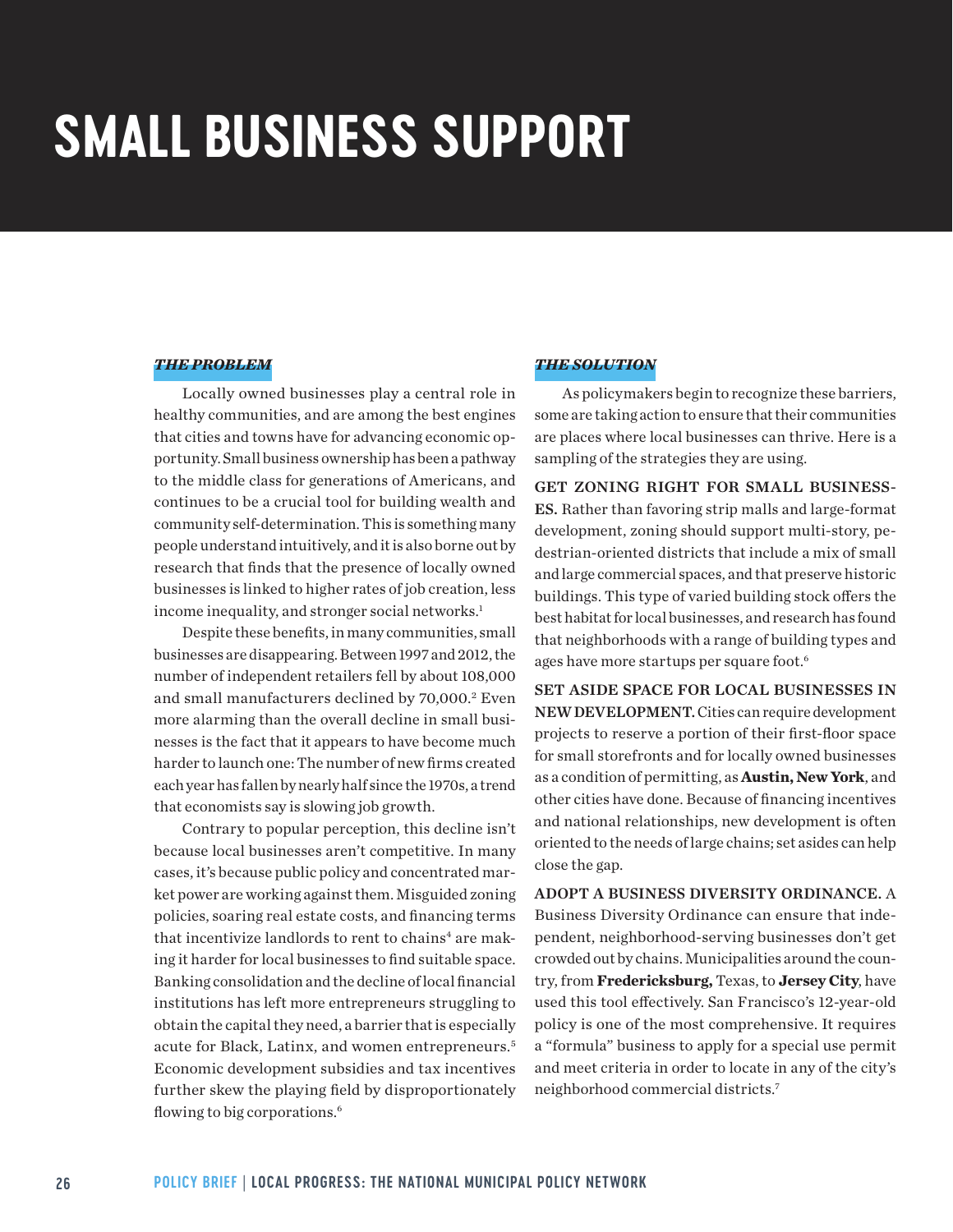# SMALL BUSINESS SUPPORT

## *THE PROBLEM*

Locally owned businesses play a central role in healthy communities, and are among the best engines that cities and towns have for advancing economic opportunity. Small business ownership has been a pathway to the middle class for generations of Americans, and continues to be a crucial tool for building wealth and community self-determination. This is something many people understand intuitively, and it is also borne out by research that finds that the presence of locally owned businesses is linked to higher rates of job creation, less income inequality, and stronger social networks.[1]

Despite these benefits, in many communities, small businesses are disappearing. Between 1997 and 2012, the number of independent retailers fell by about 108,000 and small manufacturers declined by 70,000.[2] Even more alarming than the overall decline in small businesses is the fact that it appears to have become much harder to launch one: The number of new firms created each year has fallen by nearly half since the 1970s, a trend that economists say is slowing job growth.

Contrary to popular perception, this decline isn't because local businesses aren't competitive. In many cases, it's because public policy and concentrated market power are working against them. Misguided zoning policies, soaring real estate costs, and financing terms that incentivize landlords to rent to chains[4] are making it harder for local businesses to find suitable space. Banking consolidation and the decline of local financial institutions has left more entrepreneurs struggling to obtain the capital they need, a barrier that is especially acute for Black, Latinx, and women entrepreneurs.[5] Economic development subsidies and tax incentives further skew the playing field by disproportionately flowing to big corporations.[6]

## *THE SOLUTION*

As policymakers begin to recognize these barriers, some are taking action to ensure that their communities are places where local businesses can thrive. Here is a sampling of the strategies they are using.

**GET ZONING RIGHT FOR SMALL BUSINESSES.** Rather than favoring strip malls and large-format development, zoning should support multi-story, pedestrian-oriented districts that include a mix of small and large commercial spaces, and that preserve historic buildings. This type of varied building stock offers the best habitat for local businesses, and research has found that neighborhoods with a range of building types and ages have more startups per square foot.[6]

**SET ASIDE SPACE FOR LOCAL BUSINESSES IN NEW DEVELOPMENT.** Cities can require development projects to reserve a portion of their first-floor space for small storefronts and for locally owned businesses as a condition of permitting, as **Austin, New York**, and other cities have done. Because of financing incentives and national relationships, new development is often oriented to the needs of large chains; set asides can help close the gap.

**ADOPT A BUSINESS DIVERSITY ORDINANCE.** A Business Diversity Ordinance can ensure that independent, neighborhood-serving businesses don't get crowded out by chains. Municipalities around the country, from **Fredericksburg,** Texas, to **Jersey City**, have used this tool effectively. San Francisco's 12-year-old policy is one of the most comprehensive. It requires a "formula" business to apply for a special use permit and meet criteria in order to locate in any of the city's neighborhood commercial districts.[7]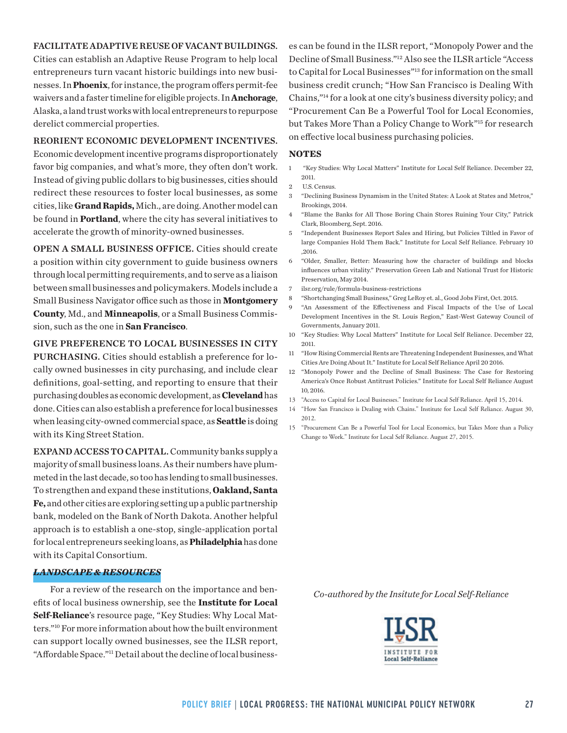**FACILITATE ADAPTIVE REUSE OF VACANT BUILDINGS.** Cities can establish an Adaptive Reuse Program to help local entrepreneurs turn vacant historic buildings into new businesses. In **Phoenix**, for instance, the program offers permit-fee waivers and a faster timeline for eligible projects. In **Anchorage**, Alaska, a land trust works with local entrepreneurs to repurpose derelict commercial properties.

**REORIENT ECONOMIC DEVELOPMENT INCENTIVES.** Economic development incentive programs disproportionately favor big companies, and what's more, they often don't work. Instead of giving public dollars to big businesses, cities should redirect these resources to foster local businesses, as some cities, like **Grand Rapids,** Mich., are doing. Another model can be found in **Portland**, where the city has several initiatives to accelerate the growth of minority-owned businesses.

**OPEN A SMALL BUSINESS OFFICE.** Cities should create a position within city government to guide business owners through local permitting requirements, and to serve as a liaison between small businesses and policymakers. Models include a Small Business Navigator office such as those in **Montgomery County**, Md., and **Minneapolis**, or a Small Business Commission, such as the one in **San Francisco**.

**GIVE PREFERENCE TO LOCAL BUSINESSES IN CITY PURCHASING.** Cities should establish a preference for locally owned businesses in city purchasing, and include clear definitions, goal-setting, and reporting to ensure that their purchasing doubles as economic development, as **Cleveland** has done. Cities can also establish a preference for local businesses when leasing city-owned commercial space, as **Seattle** is doing with its King Street Station.

**EXPAND ACCESS TO CAPITAL.** Community banks supply a majority of small business loans. As their numbers have plummeted in the last decade, so too has lending to small businesses. To strengthen and expand these institutions, **Oakland, Santa Fe,** and other cities are exploring setting up a public partnership bank, modeled on the Bank of North Dakota. Another helpful approach is to establish a one-stop, single-application portal for local entrepreneurs seeking loans, as **Philadelphia** has done with its Capital Consortium.

## *LANDSCAPE & RESOURCES*

For a review of the research on the importance and benefits of local business ownership, see the **Institute for Local Self-Reliance**'s resource page, "Key Studies: Why Local Matters."[10] For more information about how the built environment can support locally owned businesses, see the ILSR report, "Affordable Space."[11] Detail about the decline of local businesses can be found in the ILSR report, "Monopoly Power and the Decline of Small Business."[12] Also see the ILSR article "Access to Capital for Local Businesses"[13] for information on the small business credit crunch; "How San Francisco is Dealing With Chains,"[14] for a look at one city's business diversity policy; and "Procurement Can Be a Powerful Tool for Local Economies, but Takes More Than a Policy Change to Work"[15] for research on effective local business purchasing policies.

## NOTES

1. "Key Studies: Why Local Matters" Institute for Local Self Reliance. December 22, 2011.
2. U.S. Census.
3. "Declining Business Dynamism in the United States: A Look at States and Metros," Brookings, 2014.
4. "Blame the Banks for All Those Boring Chain Stores Ruining Your City," Patrick Clark, Bloomberg, Sept. 2016.
5. "Independent Businesses Report Sales and Hiring, but Policies Tiltled in Favor of large Companies Hold Them Back." Institute for Local Self Reliance. February 10 ,2016.
6. "Older, Smaller, Better: Measuring how the character of buildings and blocks influences urban vitality." Preservation Green Lab and National Trust for Historic Preservation, May 2014.
7. ilsr.org/rule/formula-business-restrictions
8. "Shortchanging Small Business," Greg LeRoy et. al., Good Jobs First, Oct. 2015.
9. "An Assessment of the Effectiveness and Fiscal Impacts of the Use of Local Development Incentives in the St. Louis Region," East-West Gateway Council of Governments, January 2011.
10. "Key Studies: Why Local Matters" Institute for Local Self Reliance. December 22, 2011.
11. "How Rising Commercial Rents are Threatening Independent Businesses, and What Cities Are Doing About It." Institute for Local Self Reliance April 20 2016.
12. "Monopoly Power and the Decline of Small Business: The Case for Restoring America's Once Robust Antitrust Policies." Institute for Local Self Reliance August 10, 2016.
13. "Access to Capital for Local Businesses." Institute for Local Self Reliance. April 15, 2014.
14. "How San Francisco is Dealing with Chains." Institute for Local Self Reliance. August 30, 2012.
15. "Procurement Can Be a Powerful Tool for Local Economics, but Takes More than a Policy Change to Work." Institute for Local Self Reliance. August 27, 2015.

*Co-authored by the Insitute for Local Self-Reliance*

ILSR
INSTITUTE FOR
Local Self-Reliance